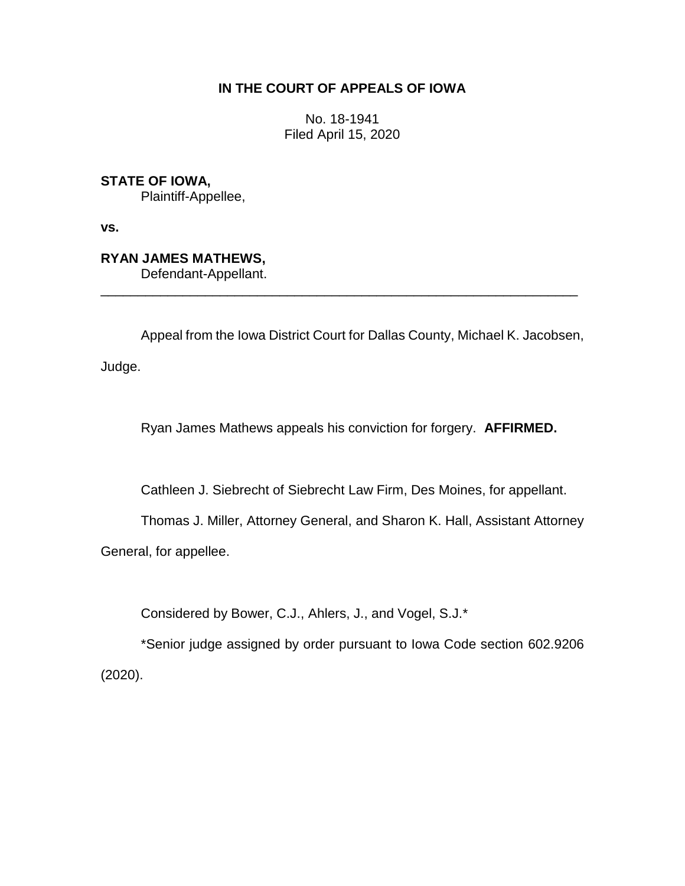**IN THE COURT OF APPEALS OF IOWA**

No. 18-1941
Filed April 15, 2020

**STATE OF IOWA,**
Plaintiff-Appellee,

**vs.**

**RYAN JAMES MATHEWS,**
Defendant-Appellant.

---

Appeal from the Iowa District Court for Dallas County, Michael K. Jacobsen, Judge.

Ryan James Mathews appeals his conviction for forgery. **AFFIRMED.**

Cathleen J. Siebrecht of Siebrecht Law Firm, Des Moines, for appellant.

Thomas J. Miller, Attorney General, and Sharon K. Hall, Assistant Attorney General, for appellee.

Considered by Bower, C.J., Ahlers, J., and Vogel, S.J.*

*Senior judge assigned by order pursuant to Iowa Code section 602.9206 (2020).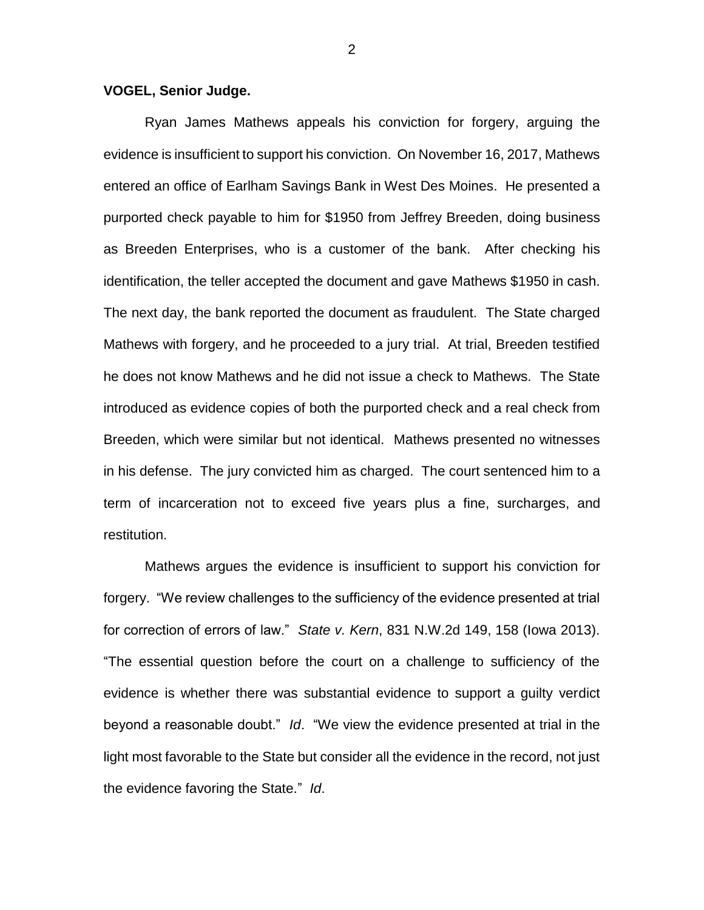**VOGEL, Senior Judge.**

Ryan James Mathews appeals his conviction for forgery, arguing the evidence is insufficient to support his conviction. On November 16, 2017, Mathews entered an office of Earlham Savings Bank in West Des Moines. He presented a purported check payable to him for $1950 from Jeffrey Breeden, doing business as Breeden Enterprises, who is a customer of the bank. After checking his identification, the teller accepted the document and gave Mathews $1950 in cash. The next day, the bank reported the document as fraudulent. The State charged Mathews with forgery, and he proceeded to a jury trial. At trial, Breeden testified he does not know Mathews and he did not issue a check to Mathews. The State introduced as evidence copies of both the purported check and a real check from Breeden, which were similar but not identical. Mathews presented no witnesses in his defense. The jury convicted him as charged. The court sentenced him to a term of incarceration not to exceed five years plus a fine, surcharges, and restitution.

Mathews argues the evidence is insufficient to support his conviction for forgery. "We review challenges to the sufficiency of the evidence presented at trial for correction of errors of law." *State v. Kern*, 831 N.W.2d 149, 158 (Iowa 2013). "The essential question before the court on a challenge to sufficiency of the evidence is whether there was substantial evidence to support a guilty verdict beyond a reasonable doubt." *Id*. "We view the evidence presented at trial in the light most favorable to the State but consider all the evidence in the record, not just the evidence favoring the State." *Id*.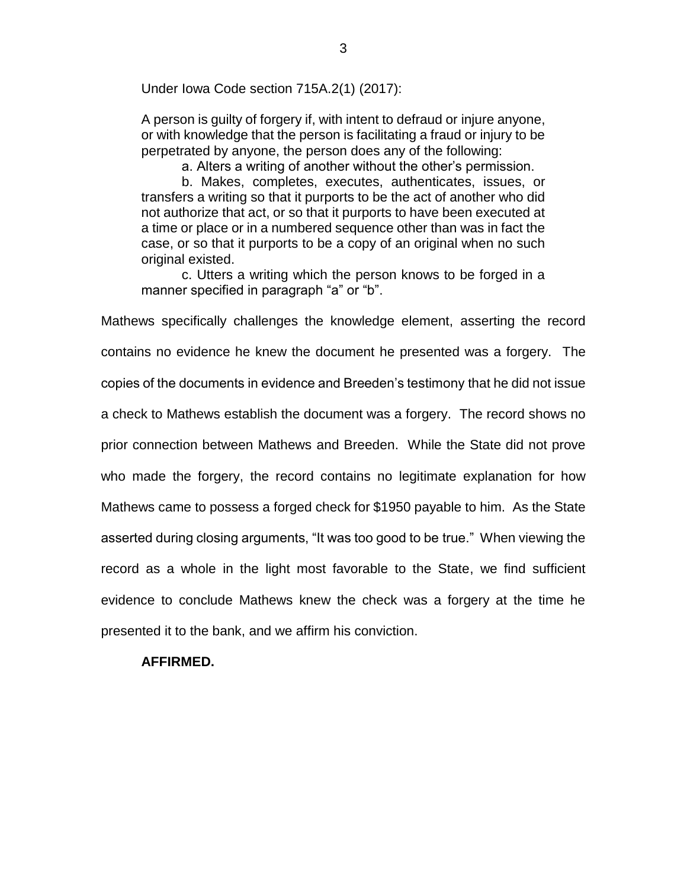Under Iowa Code section 715A.2(1) (2017):

> A person is guilty of forgery if, with intent to defraud or injure anyone, or with knowledge that the person is facilitating a fraud or injury to be perpetrated by anyone, the person does any of the following:
>
> a. Alters a writing of another without the other's permission.
>
> b. Makes, completes, executes, authenticates, issues, or transfers a writing so that it purports to be the act of another who did not authorize that act, or so that it purports to have been executed at a time or place or in a numbered sequence other than was in fact the case, or so that it purports to be a copy of an original when no such original existed.
>
> c. Utters a writing which the person knows to be forged in a manner specified in paragraph "a" or "b".

Mathews specifically challenges the knowledge element, asserting the record contains no evidence he knew the document he presented was a forgery. The copies of the documents in evidence and Breeden's testimony that he did not issue a check to Mathews establish the document was a forgery. The record shows no prior connection between Mathews and Breeden. While the State did not prove who made the forgery, the record contains no legitimate explanation for how Mathews came to possess a forged check for $1950 payable to him. As the State asserted during closing arguments, "It was too good to be true." When viewing the record as a whole in the light most favorable to the State, we find sufficient evidence to conclude Mathews knew the check was a forgery at the time he presented it to the bank, and we affirm his conviction.

**AFFIRMED.**